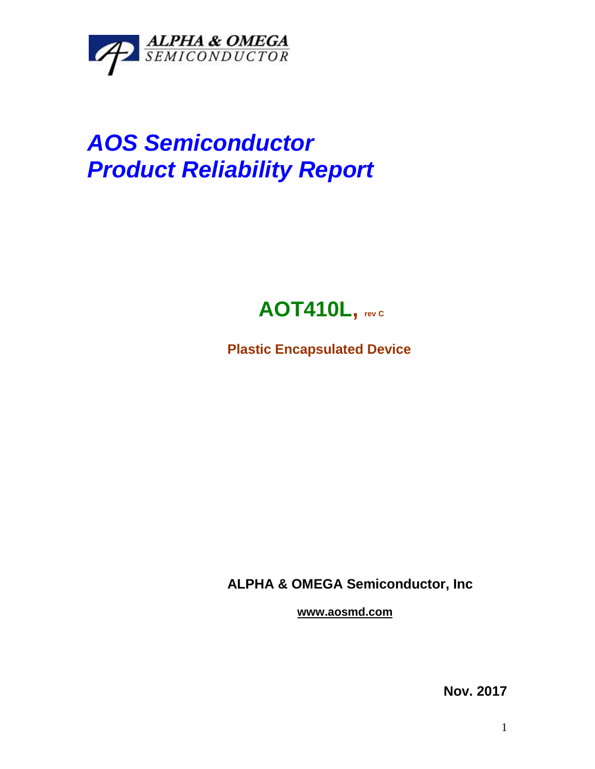ALPHA & OMEGA
SEMICONDUCTOR

# *AOS Semiconductor*
# *Product Reliability Report*

## AOT410L, rev C

**Plastic Encapsulated Device**

**ALPHA & OMEGA Semiconductor, Inc**

**www.aosmd.com**

**Nov. 2017**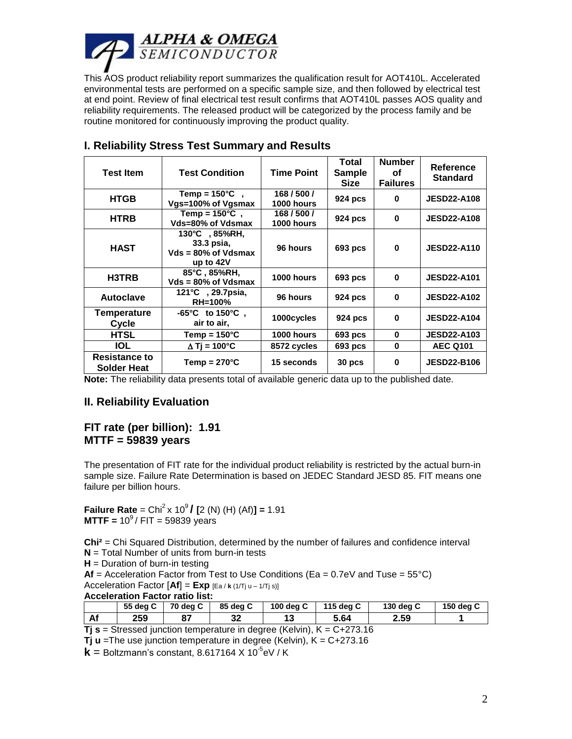This AOS product reliability report summarizes the qualification result for AOT410L. Accelerated environmental tests are performed on a specific sample size, and then followed by electrical test at end point. Review of final electrical test result confirms that AOT410L passes AOS quality and reliability requirements. The released product will be categorized by the process family and be routine monitored for continuously improving the product quality.

## I. Reliability Stress Test Summary and Results

| Test Item | Test Condition | Time Point | Total Sample Size | Number of Failures | Reference Standard |
|---|---|---|---|---|---|
| HTGB | Temp = 150°C , Vgs=100% of Vgsmax | 168 / 500 / 1000 hours | 924 pcs | 0 | JESD22-A108 |
| HTRB | Temp = 150°C , Vds=80% of Vdsmax | 168 / 500 / 1000 hours | 924 pcs | 0 | JESD22-A108 |
| HAST | 130°C , 85%RH, 33.3 psia, Vds = 80% of Vdsmax up to 42V | 96 hours | 693 pcs | 0 | JESD22-A110 |
| H3TRB | 85°C , 85%RH, Vds = 80% of Vdsmax | 1000 hours | 693 pcs | 0 | JESD22-A101 |
| Autoclave | 121°C , 29.7psia, RH=100% | 96 hours | 924 pcs | 0 | JESD22-A102 |
| Temperature Cycle | -65°C to 150°C , air to air, | 1000cycles | 924 pcs | 0 | JESD22-A104 |
| HTSL | Temp = 150°C | 1000 hours | 693 pcs | 0 | JESD22-A103 |
| IOL | $\Delta$ Tj = 100°C | 8572 cycles | 693 pcs | 0 | AEC Q101 |
| Resistance to Solder Heat | Temp = 270°C | 15 seconds | 30 pcs | 0 | JESD22-B106 |

**Note:** The reliability data presents total of available generic data up to the published date.

## II. Reliability Evaluation

### FIT rate (per billion): 1.91
### MTTF = 59839 years

The presentation of FIT rate for the individual product reliability is restricted by the actual burn-in sample size. Failure Rate Determination is based on JEDEC Standard JESD 85. FIT means one failure per billion hours.

**Failure Rate** = $Chi^2 \times 10^9$ **/ [**2 (N) (H) (Af)**] =** 1.91
**MTTF =** $10^9$ / FIT = 59839 years

**Chi²** = Chi Squared Distribution, determined by the number of failures and confidence interval
**N** = Total Number of units from burn-in tests
**H** = Duration of burn-in testing
**Af** = Acceleration Factor from Test to Use Conditions (Ea = 0.7eV and Tuse = 55°C)
Acceleration Factor [**Af**] = **Exp** [Ea / **k** (1/Tj u – 1/Tj s)]

**Acceleration Factor ratio list:**

| | 55 deg C | 70 deg C | 85 deg C | 100 deg C | 115 deg C | 130 deg C | 150 deg C |
|---|---|---|---|---|---|---|---|
| Af | 259 | 87 | 32 | 13 | 5.64 | 2.59 | 1 |

**Tj s** = Stressed junction temperature in degree (Kelvin), K = C+273.16
**Tj u** =The use junction temperature in degree (Kelvin), K = C+273.16
**k** = Boltzmann's constant, 8.617164 X $10^{-5}$eV / K